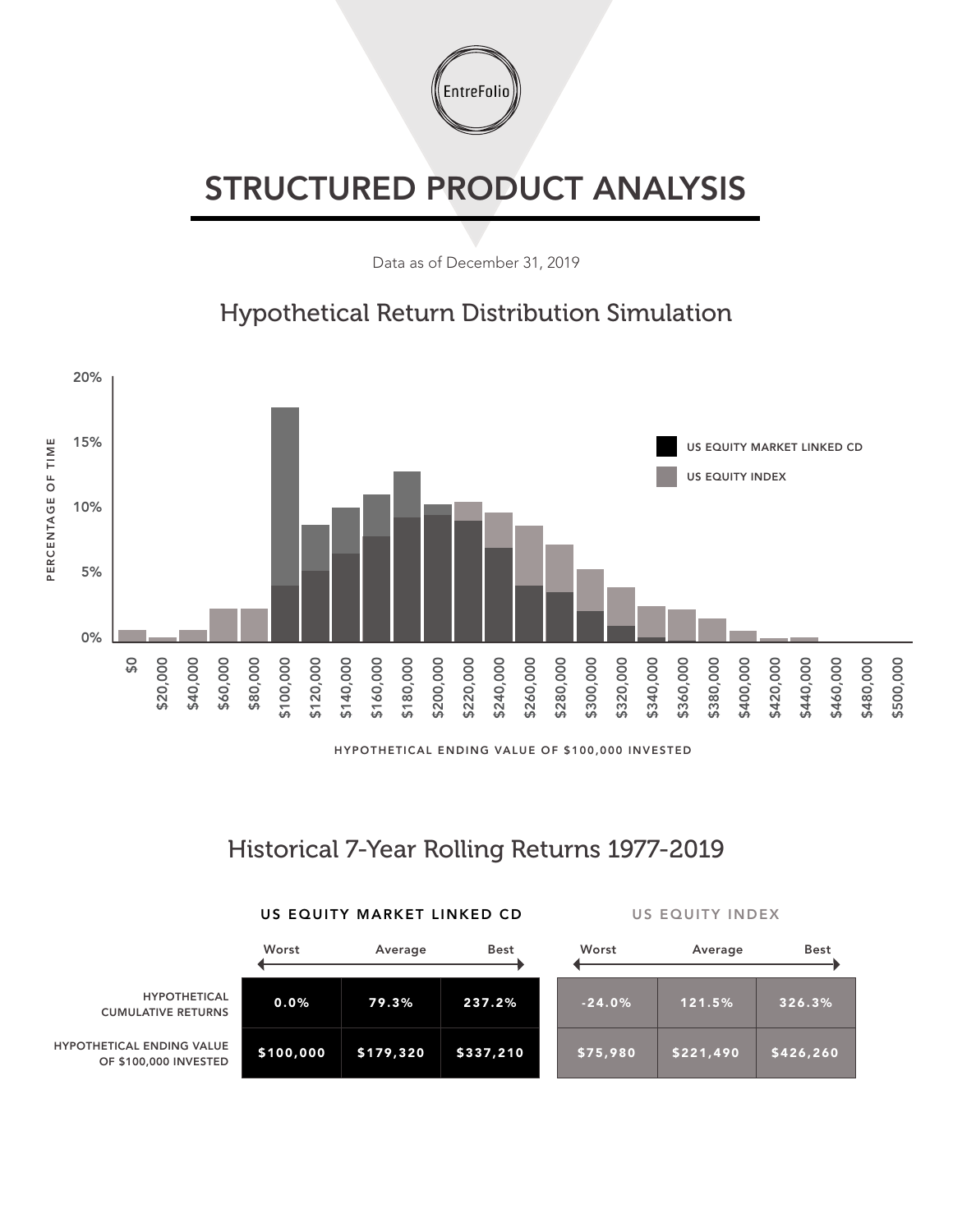# STRUCTURED PRODUCT ANALYSIS

Data as of December 31, 2019

## Hypothetical Return Distribution Simulation

## Historical 7-Year Rolling Returns 1977-2019

| | US EQUITY MARKET LINKED CD | | | US EQUITY INDEX | | |
|---|---|---|---|---|---|---|
| | Worst | Average | Best | Worst | Average | Best |
| HYPOTHETICAL CUMULATIVE RETURNS | 0.0% | 79.3% | 237.2% | -24.0% | 121.5% | 326.3% |
| HYPOTHETICAL ENDING VALUE OF $100,000 INVESTED | $100,000 | $179,320 | $337,210 | $75,980 | $221,490 | $426,260 |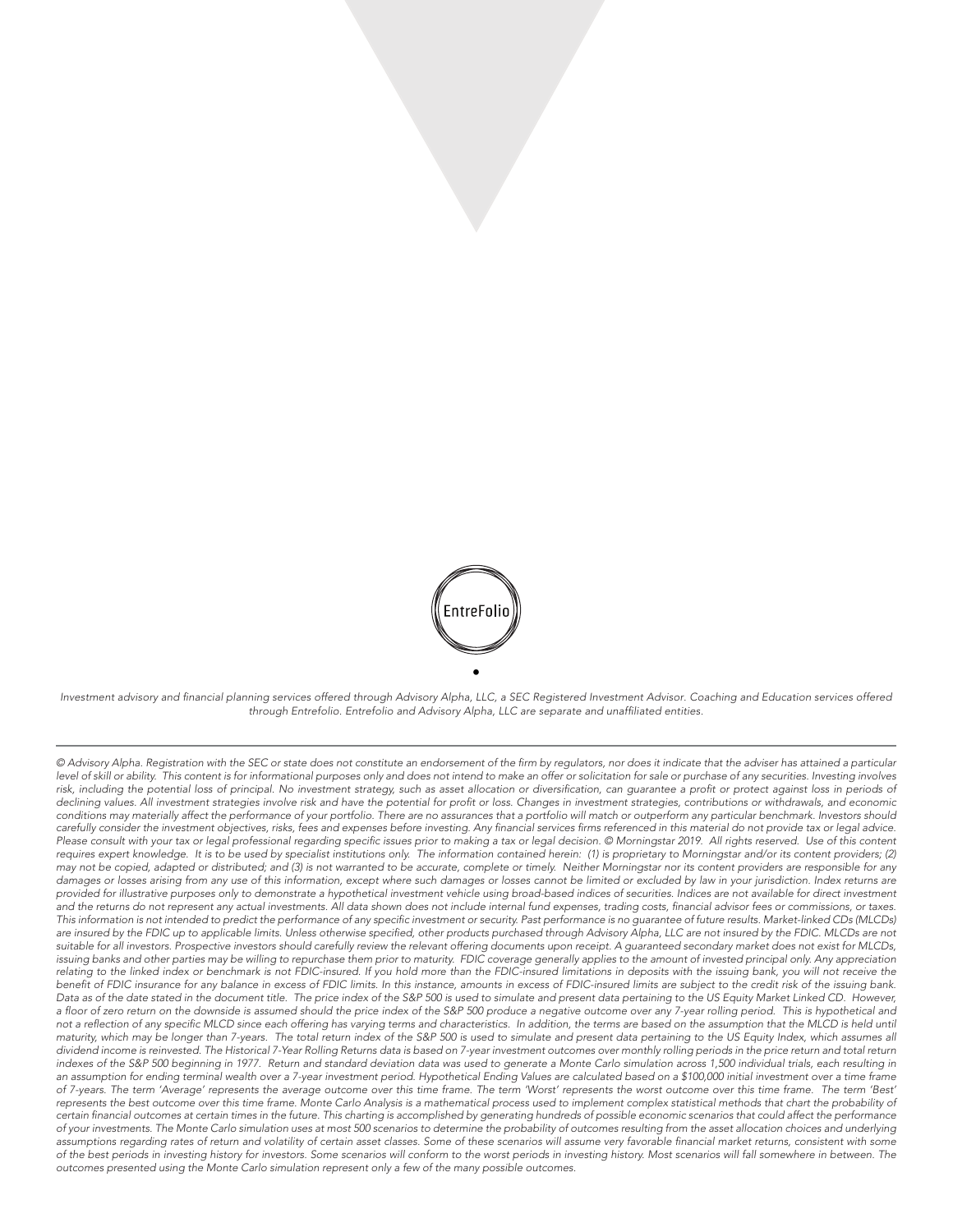EntreFolio

*Investment advisory and financial planning services offered through Advisory Alpha, LLC, a SEC Registered Investment Advisor. Coaching and Education services offered through Entrefolio. Entrefolio and Advisory Alpha, LLC are separate and unaffiliated entities.*

---

*© Advisory Alpha. Registration with the SEC or state does not constitute an endorsement of the firm by regulators, nor does it indicate that the adviser has attained a particular level of skill or ability. This content is for informational purposes only and does not intend to make an offer or solicitation for sale or purchase of any securities. Investing involves risk, including the potential loss of principal. No investment strategy, such as asset allocation or diversification, can guarantee a profit or protect against loss in periods of declining values. All investment strategies involve risk and have the potential for profit or loss. Changes in investment strategies, contributions or withdrawals, and economic conditions may materially affect the performance of your portfolio. There are no assurances that a portfolio will match or outperform any particular benchmark. Investors should carefully consider the investment objectives, risks, fees and expenses before investing. Any financial services firms referenced in this material do not provide tax or legal advice. Please consult with your tax or legal professional regarding specific issues prior to making a tax or legal decision. © Morningstar 2019. All rights reserved. Use of this content requires expert knowledge. It is to be used by specialist institutions only. The information contained herein: (1) is proprietary to Morningstar and/or its content providers; (2) may not be copied, adapted or distributed; and (3) is not warranted to be accurate, complete or timely. Neither Morningstar nor its content providers are responsible for any damages or losses arising from any use of this information, except where such damages or losses cannot be limited or excluded by law in your jurisdiction. Index returns are provided for illustrative purposes only to demonstrate a hypothetical investment vehicle using broad-based indices of securities. Indices are not available for direct investment and the returns do not represent any actual investments. All data shown does not include internal fund expenses, trading costs, financial advisor fees or commissions, or taxes. This information is not intended to predict the performance of any specific investment or security. Past performance is no guarantee of future results. Market-linked CDs (MLCDs) are insured by the FDIC up to applicable limits. Unless otherwise specified, other products purchased through Advisory Alpha, LLC are not insured by the FDIC. MLCDs are not suitable for all investors. Prospective investors should carefully review the relevant offering documents upon receipt. A guaranteed secondary market does not exist for MLCDs, issuing banks and other parties may be willing to repurchase them prior to maturity. FDIC coverage generally applies to the amount of invested principal only. Any appreciation relating to the linked index or benchmark is not FDIC-insured. If you hold more than the FDIC-insured limitations in deposits with the issuing bank, you will not receive the benefit of FDIC insurance for any balance in excess of FDIC limits. In this instance, amounts in excess of FDIC-insured limits are subject to the credit risk of the issuing bank. Data as of the date stated in the document title. The price index of the S&P 500 is used to simulate and present data pertaining to the US Equity Market Linked CD. However, a floor of zero return on the downside is assumed should the price index of the S&P 500 produce a negative outcome over any 7-year rolling period. This is hypothetical and not a reflection of any specific MLCD since each offering has varying terms and characteristics. In addition, the terms are based on the assumption that the MLCD is held until maturity, which may be longer than 7-years. The total return index of the S&P 500 is used to simulate and present data pertaining to the US Equity Index, which assumes all dividend income is reinvested. The Historical 7-Year Rolling Returns data is based on 7-year investment outcomes over monthly rolling periods in the price return and total return indexes of the S&P 500 beginning in 1977. Return and standard deviation data was used to generate a Monte Carlo simulation across 1,500 individual trials, each resulting in an assumption for ending terminal wealth over a 7-year investment period. Hypothetical Ending Values are calculated based on a $100,000 initial investment over a time frame of 7-years. The term 'Average' represents the average outcome over this time frame. The term 'Worst' represents the worst outcome over this time frame. The term 'Best' represents the best outcome over this time frame. Monte Carlo Analysis is a mathematical process used to implement complex statistical methods that chart the probability of certain financial outcomes at certain times in the future. This charting is accomplished by generating hundreds of possible economic scenarios that could affect the performance of your investments. The Monte Carlo simulation uses at most 500 scenarios to determine the probability of outcomes resulting from the asset allocation choices and underlying assumptions regarding rates of return and volatility of certain asset classes. Some of these scenarios will assume very favorable financial market returns, consistent with some of the best periods in investing history for investors. Some scenarios will conform to the worst periods in investing history. Most scenarios will fall somewhere in between. The outcomes presented using the Monte Carlo simulation represent only a few of the many possible outcomes.*